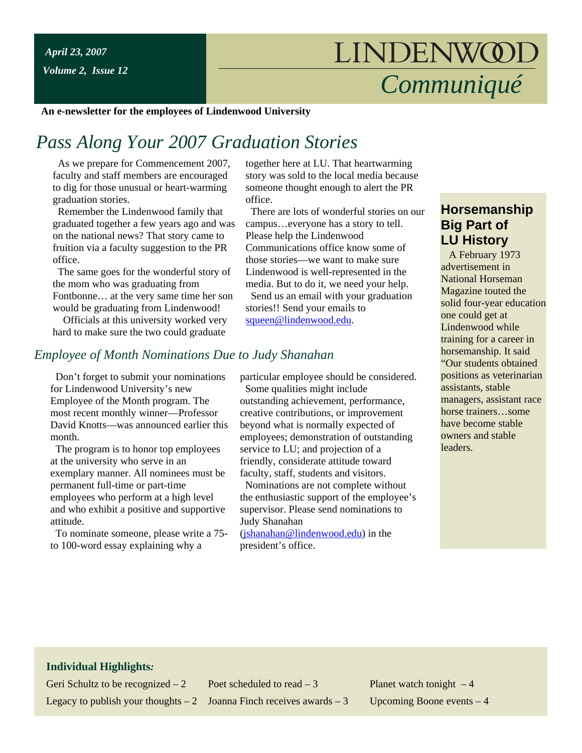*April 23, 2007*

*Volume 2, Issue 12*

# LINDENWOOD *Communiqué*

**An e-newsletter for the employees of Lindenwood University**

## *Pass Along Your 2007 Graduation Stories*

As we prepare for Commencement 2007, faculty and staff members are encouraged to dig for those unusual or heart-warming graduation stories.

Remember the Lindenwood family that graduated together a few years ago and was on the national news? That story came to fruition via a faculty suggestion to the PR office.

The same goes for the wonderful story of the mom who was graduating from Fontbonne… at the very same time her son would be graduating from Lindenwood!

Officials at this university worked very hard to make sure the two could graduate together here at LU. That heartwarming story was sold to the local media because someone thought enough to alert the PR office.

There are lots of wonderful stories on our campus…everyone has a story to tell. Please help the Lindenwood Communications office know some of those stories—we want to make sure Lindenwood is well-represented in the media. But to do it, we need your help.

Send us an email with your graduation stories!! Send your emails to squeen@lindenwood.edu.

### *Employee of Month Nominations Due to Judy Shanahan*

Don't forget to submit your nominations for Lindenwood University's new Employee of the Month program. The most recent monthly winner—Professor David Knotts—was announced earlier this month.

The program is to honor top employees at the university who serve in an exemplary manner. All nominees must be permanent full-time or part-time employees who perform at a high level and who exhibit a positive and supportive attitude.

To nominate someone, please write a 75- to 100-word essay explaining why a particular employee should be considered.

Some qualities might include outstanding achievement, performance, creative contributions, or improvement beyond what is normally expected of employees; demonstration of outstanding service to LU; and projection of a friendly, considerate attitude toward faculty, staff, students and visitors.

Nominations are not complete without the enthusiastic support of the employee's supervisor. Please send nominations to Judy Shanahan (jshanahan@lindenwood.edu) in the president's office.

### Horsemanship Big Part of LU History

A February 1973 advertisement in National Horseman Magazine touted the solid four-year education one could get at Lindenwood while training for a career in horsemanship. It said "Our students obtained positions as veterinarian assistants, stable managers, assistant race horse trainers…some have become stable owners and stable leaders.

**Individual Highlights*:***

- Geri Schultz to be recognized – 2
- Legacy to publish your thoughts – 2
- Poet scheduled to read – 3
- Joanna Finch receives awards – 3
- Planet watch tonight – 4
- Upcoming Boone events – 4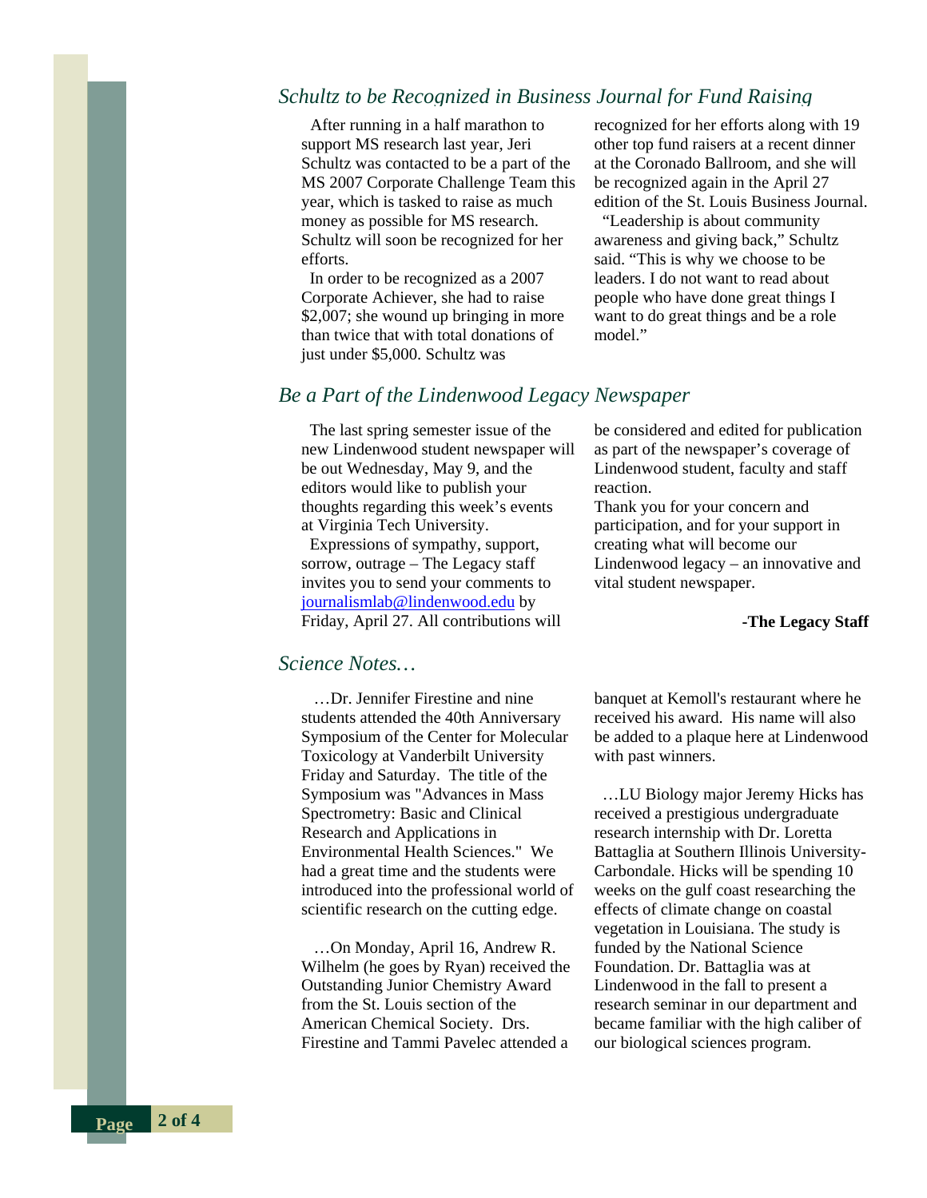## *Schultz to be Recognized in Business Journal for Fund Raising*

After running in a half marathon to support MS research last year, Jeri Schultz was contacted to be a part of the MS 2007 Corporate Challenge Team this year, which is tasked to raise as much money as possible for MS research. Schultz will soon be recognized for her efforts.

In order to be recognized as a 2007 Corporate Achiever, she had to raise $2,007; she wound up bringing in more than twice that with total donations of just under $5,000. Schultz was recognized for her efforts along with 19 other top fund raisers at a recent dinner at the Coronado Ballroom, and she will be recognized again in the April 27 edition of the St. Louis Business Journal.

"Leadership is about community awareness and giving back," Schultz said. "This is why we choose to be leaders. I do not want to read about people who have done great things I want to do great things and be a role model."

## *Be a Part of the Lindenwood Legacy Newspaper*

The last spring semester issue of the new Lindenwood student newspaper will be out Wednesday, May 9, and the editors would like to publish your thoughts regarding this week's events at Virginia Tech University.

Expressions of sympathy, support, sorrow, outrage – The Legacy staff invites you to send your comments to journalismlab@lindenwood.edu by Friday, April 27. All contributions will be considered and edited for publication as part of the newspaper's coverage of Lindenwood student, faculty and staff reaction.

Thank you for your concern and participation, and for your support in creating what will become our Lindenwood legacy – an innovative and vital student newspaper.

**-The Legacy Staff**

## *Science Notes…*

…Dr. Jennifer Firestine and nine students attended the 40th Anniversary Symposium of the Center for Molecular Toxicology at Vanderbilt University Friday and Saturday. The title of the Symposium was "Advances in Mass Spectrometry: Basic and Clinical Research and Applications in Environmental Health Sciences." We had a great time and the students were introduced into the professional world of scientific research on the cutting edge.

…On Monday, April 16, Andrew R. Wilhelm (he goes by Ryan) received the Outstanding Junior Chemistry Award from the St. Louis section of the American Chemical Society. Drs. Firestine and Tammi Pavelec attended a banquet at Kemoll's restaurant where he received his award. His name will also be added to a plaque here at Lindenwood with past winners.

…LU Biology major Jeremy Hicks has received a prestigious undergraduate research internship with Dr. Loretta Battaglia at Southern Illinois University-Carbondale. Hicks will be spending 10 weeks on the gulf coast researching the effects of climate change on coastal vegetation in Louisiana. The study is funded by the National Science Foundation. Dr. Battaglia was at Lindenwood in the fall to present a research seminar in our department and became familiar with the high caliber of our biological sciences program.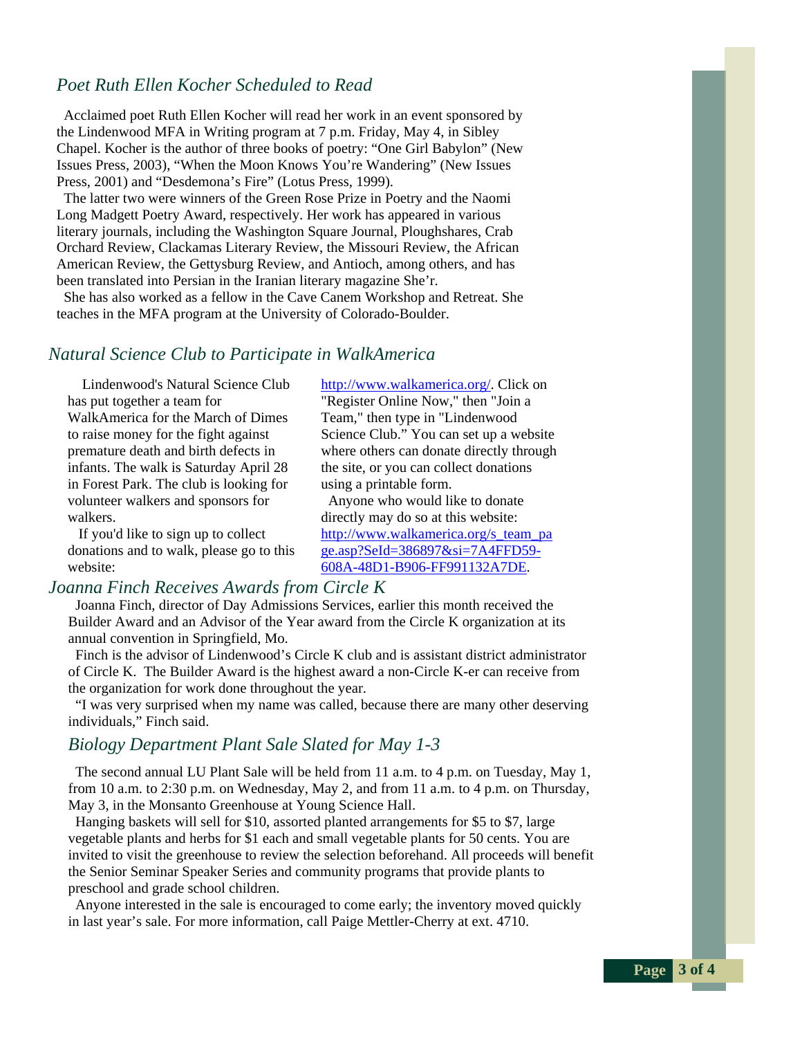## Poet Ruth Ellen Kocher Scheduled to Read

Acclaimed poet Ruth Ellen Kocher will read her work in an event sponsored by the Lindenwood MFA in Writing program at 7 p.m. Friday, May 4, in Sibley Chapel. Kocher is the author of three books of poetry: "One Girl Babylon" (New Issues Press, 2003), "When the Moon Knows You're Wandering" (New Issues Press, 2001) and "Desdemona's Fire" (Lotus Press, 1999).

The latter two were winners of the Green Rose Prize in Poetry and the Naomi Long Madgett Poetry Award, respectively. Her work has appeared in various literary journals, including the Washington Square Journal, Ploughshares, Crab Orchard Review, Clackamas Literary Review, the Missouri Review, the African American Review, the Gettysburg Review, and Antioch, among others, and has been translated into Persian in the Iranian literary magazine She'r.

She has also worked as a fellow in the Cave Canem Workshop and Retreat. She teaches in the MFA program at the University of Colorado-Boulder.

## Natural Science Club to Participate in WalkAmerica

Lindenwood's Natural Science Club has put together a team for WalkAmerica for the March of Dimes to raise money for the fight against premature death and birth defects in infants. The walk is Saturday April 28 in Forest Park. The club is looking for volunteer walkers and sponsors for walkers.

If you'd like to sign up to collect donations and to walk, please go to this website: http://www.walkamerica.org/. Click on "Register Online Now," then "Join a Team," then type in "Lindenwood Science Club." You can set up a website where others can donate directly through the site, or you can collect donations using a printable form.

Anyone who would like to donate directly may do so at this website: http://www.walkamerica.org/s_team_page.asp?SeId=386897&si=7A4FFD59-608A-48D1-B906-FF991132A7DE.

## Joanna Finch Receives Awards from Circle K

Joanna Finch, director of Day Admissions Services, earlier this month received the Builder Award and an Advisor of the Year award from the Circle K organization at its annual convention in Springfield, Mo.

Finch is the advisor of Lindenwood's Circle K club and is assistant district administrator of Circle K. The Builder Award is the highest award a non-Circle K-er can receive from the organization for work done throughout the year.

"I was very surprised when my name was called, because there are many other deserving individuals," Finch said.

## Biology Department Plant Sale Slated for May 1-3

The second annual LU Plant Sale will be held from 11 a.m. to 4 p.m. on Tuesday, May 1, from 10 a.m. to 2:30 p.m. on Wednesday, May 2, and from 11 a.m. to 4 p.m. on Thursday, May 3, in the Monsanto Greenhouse at Young Science Hall.

Hanging baskets will sell for $10, assorted planted arrangements for $5 to $7, large vegetable plants and herbs for $1 each and small vegetable plants for 50 cents. You are invited to visit the greenhouse to review the selection beforehand. All proceeds will benefit the Senior Seminar Speaker Series and community programs that provide plants to preschool and grade school children.

Anyone interested in the sale is encouraged to come early; the inventory moved quickly in last year's sale. For more information, call Paige Mettler-Cherry at ext. 4710.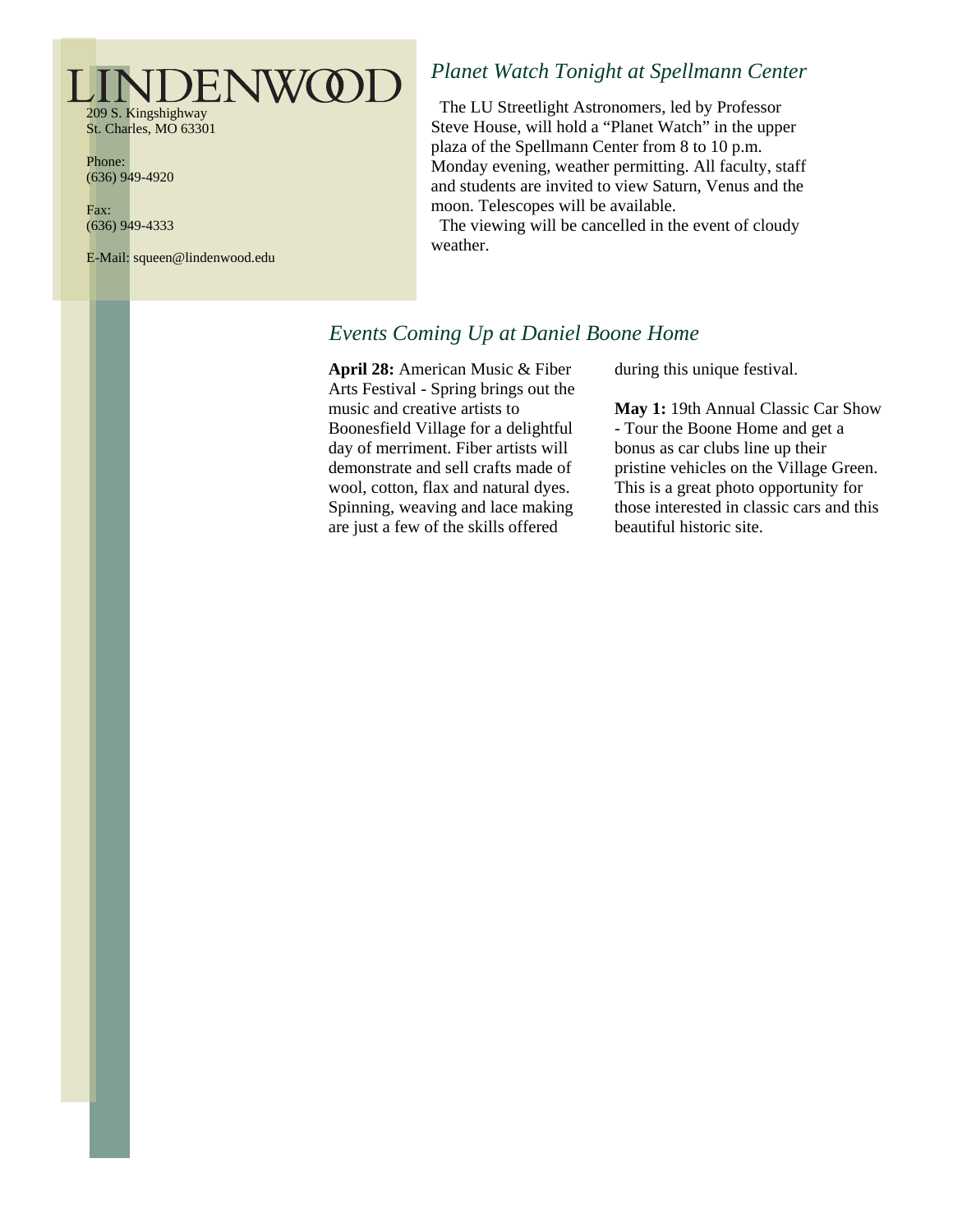LINDENWOOD

209 S. Kingshighway
St. Charles, MO 63301

Phone:
(636) 949-4920

Fax:
(636) 949-4333

E-Mail: squeen@lindenwood.edu

## *Planet Watch Tonight at Spellmann Center*

The LU Streetlight Astronomers, led by Professor Steve House, will hold a "Planet Watch" in the upper plaza of the Spellmann Center from 8 to 10 p.m. Monday evening, weather permitting. All faculty, staff and students are invited to view Saturn, Venus and the moon. Telescopes will be available.

The viewing will be cancelled in the event of cloudy weather.

## *Events Coming Up at Daniel Boone Home*

**April 28:** American Music & Fiber Arts Festival - Spring brings out the music and creative artists to Boonesfield Village for a delightful day of merriment. Fiber artists will demonstrate and sell crafts made of wool, cotton, flax and natural dyes. Spinning, weaving and lace making are just a few of the skills offered during this unique festival.

**May 1:** 19th Annual Classic Car Show - Tour the Boone Home and get a bonus as car clubs line up their pristine vehicles on the Village Green. This is a great photo opportunity for those interested in classic cars and this beautiful historic site.